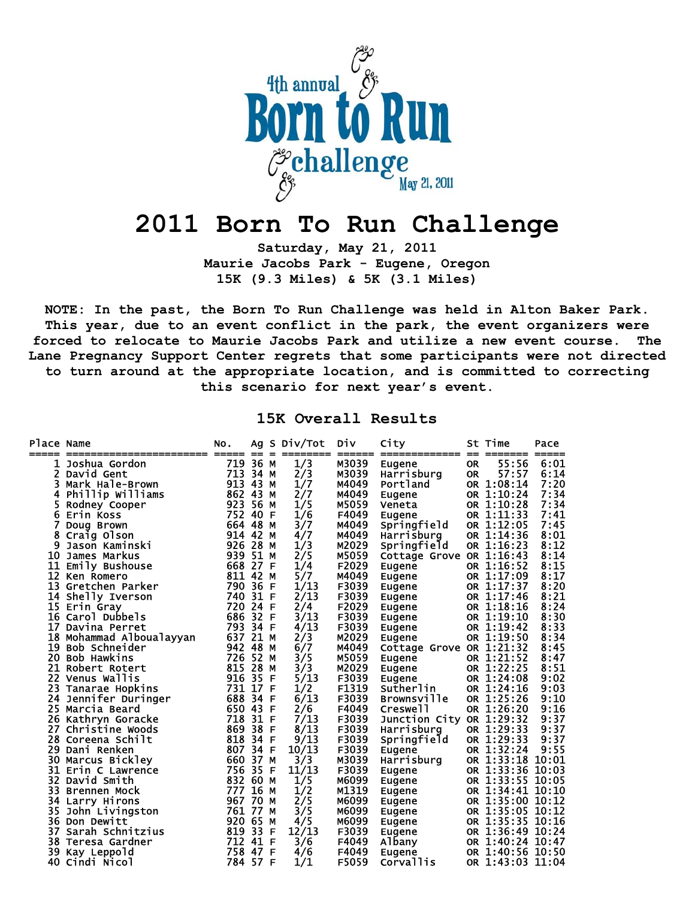4th annual Born to Run challenge May 21, 2011

# 2011 Born To Run Challenge

**Saturday, May 21, 2011**
**Maurie Jacobs Park - Eugene, Oregon**
**15K (9.3 Miles) & 5K (3.1 Miles)**

**NOTE: In the past, the Born To Run Challenge was held in Alton Baker Park. This year, due to an event conflict in the park, the event organizers were forced to relocate to Maurie Jacobs Park and utilize a new event course. The Lane Pregnancy Support Center regrets that some participants were not directed to turn around at the appropriate location, and is committed to correcting this scenario for next year's event.**

## 15K Overall Results

| Place | Name | No. | Ag | S | Div/Tot | Div | City | St | Time | Pace |
|---|---|---|---|---|---|---|---|---|---|---|
| 1 | Joshua Gordon | 719 | 36 | M | 1/3 | M3039 | Eugene | OR | 55:56 | 6:01 |
| 2 | David Gent | 713 | 34 | M | 2/3 | M3039 | Harrisburg | OR | 57:57 | 6:14 |
| 3 | Mark Hale-Brown | 913 | 43 | M | 1/7 | M4049 | Portland | OR | 1:08:14 | 7:20 |
| 4 | Phillip Williams | 862 | 43 | M | 2/7 | M4049 | Eugene | OR | 1:10:24 | 7:34 |
| 5 | Rodney Cooper | 923 | 56 | M | 1/5 | M5059 | Veneta | OR | 1:10:28 | 7:34 |
| 6 | Erin Koss | 752 | 40 | F | 1/6 | F4049 | Eugene | OR | 1:11:33 | 7:41 |
| 7 | Doug Brown | 664 | 48 | M | 3/7 | M4049 | Springfield | OR | 1:12:05 | 7:45 |
| 8 | Craig Olson | 914 | 42 | M | 4/7 | M4049 | Harrisburg | OR | 1:14:36 | 8:01 |
| 9 | Jason Kaminski | 926 | 28 | M | 1/3 | M2029 | Springfield | OR | 1:16:23 | 8:12 |
| 10 | James Markus | 939 | 51 | M | 2/5 | M5059 | Cottage Grove | OR | 1:16:43 | 8:14 |
| 11 | Emily Bushouse | 668 | 27 | F | 1/4 | F2029 | Eugene | OR | 1:16:52 | 8:15 |
| 12 | Ken Romero | 811 | 42 | M | 5/7 | M4049 | Eugene | OR | 1:17:09 | 8:17 |
| 13 | Gretchen Parker | 790 | 36 | F | 1/13 | F3039 | Eugene | OR | 1:17:37 | 8:20 |
| 14 | Shelly Iverson | 740 | 31 | F | 2/13 | F3039 | Eugene | OR | 1:17:46 | 8:21 |
| 15 | Erin Gray | 720 | 24 | F | 2/4 | F2029 | Eugene | OR | 1:18:16 | 8:24 |
| 16 | Carol Dubbels | 686 | 32 | F | 3/13 | F3039 | Eugene | OR | 1:19:10 | 8:30 |
| 17 | Davina Perret | 793 | 34 | F | 4/13 | F3039 | Eugene | OR | 1:19:42 | 8:33 |
| 18 | Mohammad Alboualayyan | 637 | 21 | M | 2/3 | M2029 | Eugene | OR | 1:19:50 | 8:34 |
| 19 | Bob Schneider | 942 | 48 | M | 6/7 | M4049 | Cottage Grove | OR | 1:21:32 | 8:45 |
| 20 | Bob Hawkins | 726 | 52 | M | 3/5 | M5059 | Eugene | OR | 1:21:52 | 8:47 |
| 21 | Robert Rotert | 815 | 28 | M | 3/3 | M2029 | Eugene | OR | 1:22:25 | 8:51 |
| 22 | Venus Wallis | 916 | 35 | F | 5/13 | F3039 | Eugene | OR | 1:24:08 | 9:02 |
| 23 | Tanarae Hopkins | 731 | 17 | F | 1/2 | F1319 | Sutherlin | OR | 1:24:16 | 9:03 |
| 24 | Jennifer Duringer | 688 | 34 | F | 6/13 | F3039 | Brownsville | OR | 1:25:26 | 9:10 |
| 25 | Marcia Beard | 650 | 43 | F | 2/6 | F4049 | Creswell | OR | 1:26:20 | 9:16 |
| 26 | Kathryn Goracke | 718 | 31 | F | 7/13 | F3039 | Junction City | OR | 1:29:32 | 9:37 |
| 27 | Christine Woods | 869 | 38 | F | 8/13 | F3039 | Harrisburg | OR | 1:29:33 | 9:37 |
| 28 | Coreena Schilt | 818 | 34 | F | 9/13 | F3039 | Springfield | OR | 1:29:33 | 9:37 |
| 29 | Dani Renken | 807 | 34 | F | 10/13 | F3039 | Eugene | OR | 1:32:24 | 9:55 |
| 30 | Marcus Bickley | 660 | 37 | M | 3/3 | M3039 | Harrisburg | OR | 1:33:18 | 10:01 |
| 31 | Erin C Lawrence | 756 | 35 | F | 11/13 | F3039 | Eugene | OR | 1:33:36 | 10:03 |
| 32 | David Smith | 832 | 60 | M | 1/5 | M6099 | Eugene | OR | 1:33:55 | 10:05 |
| 33 | Brennen Mock | 777 | 16 | M | 1/2 | M1319 | Eugene | OR | 1:34:41 | 10:10 |
| 34 | Larry Hirons | 967 | 70 | M | 2/5 | M6099 | Eugene | OR | 1:35:00 | 10:12 |
| 35 | John Livingston | 761 | 77 | M | 3/5 | M6099 | Eugene | OR | 1:35:05 | 10:12 |
| 36 | Don Dewitt | 920 | 65 | M | 4/5 | M6099 | Eugene | OR | 1:35:35 | 10:16 |
| 37 | Sarah Schnitzius | 819 | 33 | F | 12/13 | F3039 | Eugene | OR | 1:36:49 | 10:24 |
| 38 | Teresa Gardner | 712 | 41 | F | 3/6 | F4049 | Albany | OR | 1:40:24 | 10:47 |
| 39 | Kay Leppold | 758 | 47 | F | 4/6 | F4049 | Eugene | OR | 1:40:56 | 10:50 |
| 40 | Cindi Nicol | 784 | 57 | F | 1/1 | F5059 | Corvallis | OR | 1:43:03 | 11:04 |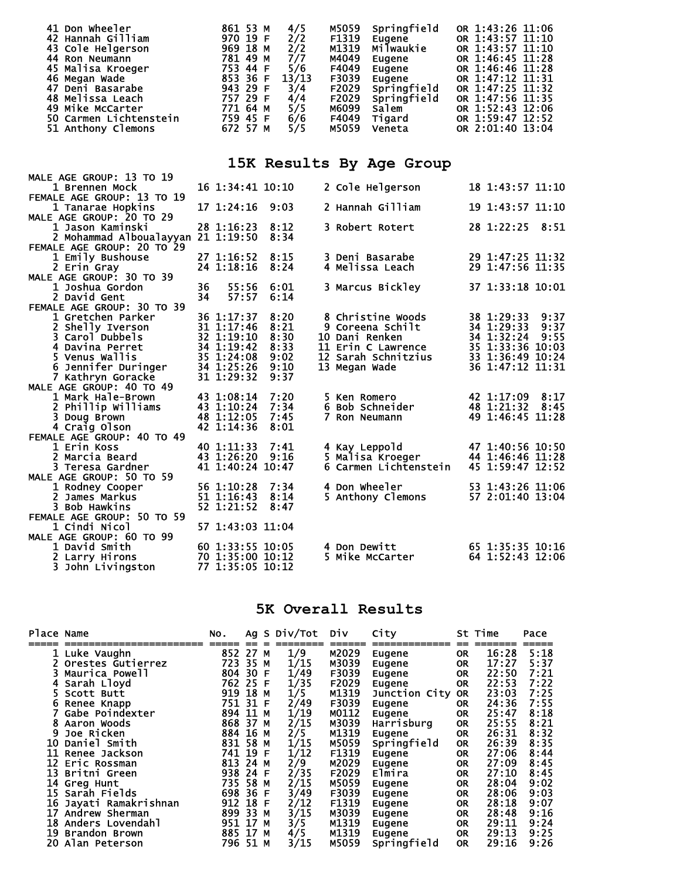| Place | Name | No. | Ag | S | Div/Tot | Div | City | St | Time | Pace |
|---|---|---|---|---|---|---|---|---|---|---|
| 41 | Don Wheeler | 861 | 53 | M | 4/5 | M5059 | Springfield | OR | 1:43:26 | 11:06 |
| 42 | Hannah Gilliam | 970 | 19 | F | 2/2 | F1319 | Eugene | OR | 1:43:57 | 11:10 |
| 43 | Cole Helgerson | 969 | 18 | M | 2/2 | M1319 | Milwaukie | OR | 1:43:57 | 11:10 |
| 44 | Ron Neumann | 781 | 49 | M | 7/7 | M4049 | Eugene | OR | 1:46:45 | 11:28 |
| 45 | Malisa Kroeger | 753 | 44 | F | 5/6 | F4049 | Eugene | OR | 1:46:46 | 11:28 |
| 46 | Megan Wade | 853 | 36 | F | 13/13 | F3039 | Eugene | OR | 1:47:12 | 11:31 |
| 47 | Deni Basarabe | 943 | 29 | F | 3/4 | F2029 | Springfield | OR | 1:47:25 | 11:32 |
| 48 | Melissa Leach | 757 | 29 | F | 4/4 | F2029 | Springfield | OR | 1:47:56 | 11:35 |
| 49 | Mike McCarter | 771 | 64 | M | 5/5 | M6099 | Salem | OR | 1:52:43 | 12:06 |
| 50 | Carmen Lichtenstein | 759 | 45 | F | 6/6 | F4049 | Tigard | OR | 1:59:47 | 12:52 |
| 51 | Anthony Clemons | 672 | 57 | M | 5/5 | M5059 | Veneta | OR | 2:01:40 | 13:04 |

# 15K Results By Age Group

**MALE AGE GROUP: 13 TO 19**

| Pl | Name | Age | Time | Pace |
|---|---|---|---|---|
| 1 | Brennen Mock | 16 | 1:34:41 | 10:10 |
| 2 | Cole Helgerson | 18 | 1:43:57 | 11:10 |

**FEMALE AGE GROUP: 13 TO 19**

| Pl | Name | Age | Time | Pace |
|---|---|---|---|---|
| 1 | Tanarae Hopkins | 17 | 1:24:16 | 9:03 |
| 2 | Hannah Gilliam | 19 | 1:43:57 | 11:10 |

**MALE AGE GROUP: 20 TO 29**

| Pl | Name | Age | Time | Pace |
|---|---|---|---|---|
| 1 | Jason Kaminski | 28 | 1:16:23 | 8:12 |
| 2 | Mohammad Alboualayyan | 21 | 1:19:50 | 8:34 |
| 3 | Robert Rotert | 28 | 1:22:25 | 8:51 |

**FEMALE AGE GROUP: 20 TO 29**

| Pl | Name | Age | Time | Pace |
|---|---|---|---|---|
| 1 | Emily Bushouse | 27 | 1:16:52 | 8:15 |
| 2 | Erin Gray | 24 | 1:18:16 | 8:24 |
| 3 | Deni Basarabe | 29 | 1:47:25 | 11:32 |
| 4 | Melissa Leach | 29 | 1:47:56 | 11:35 |

**MALE AGE GROUP: 30 TO 39**

| Pl | Name | Age | Time | Pace |
|---|---|---|---|---|
| 1 | Joshua Gordon | 36 | 55:56 | 6:01 |
| 2 | David Gent | 34 | 57:57 | 6:14 |
| 3 | Marcus Bickley | 37 | 1:33:18 | 10:01 |

**FEMALE AGE GROUP: 30 TO 39**

| Pl | Name | Age | Time | Pace |
|---|---|---|---|---|
| 1 | Gretchen Parker | 36 | 1:17:37 | 8:20 |
| 2 | Shelly Iverson | 31 | 1:17:46 | 8:21 |
| 3 | Carol Dubbels | 32 | 1:19:10 | 8:30 |
| 4 | Davina Perret | 34 | 1:19:42 | 8:33 |
| 5 | Venus Wallis | 35 | 1:24:08 | 9:02 |
| 6 | Jennifer Duringer | 34 | 1:25:26 | 9:10 |
| 7 | Kathryn Goracke | 31 | 1:29:32 | 9:37 |
| 8 | Christine Woods | 38 | 1:29:33 | 9:37 |
| 9 | Coreena Schilt | 34 | 1:29:33 | 9:37 |
| 10 | Dani Renken | 34 | 1:32:24 | 9:55 |
| 11 | Erin C Lawrence | 35 | 1:33:36 | 10:03 |
| 12 | Sarah Schnitzius | 33 | 1:36:49 | 10:24 |
| 13 | Megan Wade | 36 | 1:47:12 | 11:31 |

**MALE AGE GROUP: 40 TO 49**

| Pl | Name | Age | Time | Pace |
|---|---|---|---|---|
| 1 | Mark Hale-Brown | 43 | 1:08:14 | 7:20 |
| 2 | Phillip Williams | 43 | 1:10:24 | 7:34 |
| 3 | Doug Brown | 48 | 1:12:05 | 7:45 |
| 4 | Craig Olson | 42 | 1:14:36 | 8:01 |
| 5 | Ken Romero | 42 | 1:17:09 | 8:17 |
| 6 | Bob Schneider | 48 | 1:21:32 | 8:45 |
| 7 | Ron Neumann | 49 | 1:46:45 | 11:28 |

**FEMALE AGE GROUP: 40 TO 49**

| Pl | Name | Age | Time | Pace |
|---|---|---|---|---|
| 1 | Erin Koss | 40 | 1:11:33 | 7:41 |
| 2 | Marcia Beard | 43 | 1:26:20 | 9:16 |
| 3 | Teresa Gardner | 41 | 1:40:24 | 10:47 |
| 4 | Kay Leppold | 47 | 1:40:56 | 10:50 |
| 5 | Malisa Kroeger | 44 | 1:46:46 | 11:28 |
| 6 | Carmen Lichtenstein | 45 | 1:59:47 | 12:52 |

**MALE AGE GROUP: 50 TO 59**

| Pl | Name | Age | Time | Pace |
|---|---|---|---|---|
| 1 | Rodney Cooper | 56 | 1:10:28 | 7:34 |
| 2 | James Markus | 51 | 1:16:43 | 8:14 |
| 3 | Bob Hawkins | 52 | 1:21:52 | 8:47 |
| 4 | Don Wheeler | 53 | 1:43:26 | 11:06 |
| 5 | Anthony Clemons | 57 | 2:01:40 | 13:04 |

**FEMALE AGE GROUP: 50 TO 59**

| Pl | Name | Age | Time | Pace |
|---|---|---|---|---|
| 1 | Cindi Nicol | 57 | 1:43:03 | 11:04 |

**MALE AGE GROUP: 60 TO 99**

| Pl | Name | Age | Time | Pace |
|---|---|---|---|---|
| 1 | David Smith | 60 | 1:33:55 | 10:05 |
| 2 | Larry Hirons | 70 | 1:35:00 | 10:12 |
| 3 | John Livingston | 77 | 1:35:05 | 10:12 |
| 4 | Don Dewitt | 65 | 1:35:35 | 10:16 |
| 5 | Mike McCarter | 64 | 1:52:43 | 12:06 |

# 5K Overall Results

| Place | Name | No. | Ag | S | Div/Tot | Div | City | St | Time | Pace |
|---|---|---|---|---|---|---|---|---|---|---|
| 1 | Luke Vaughn | 852 | 27 | M | 1/9 | M2029 | Eugene | OR | 16:28 | 5:18 |
| 2 | Orestes Gutierrez | 723 | 35 | M | 1/15 | M3039 | Eugene | OR | 17:27 | 5:37 |
| 3 | Maurica Powell | 804 | 30 | F | 1/49 | F3039 | Eugene | OR | 22:50 | 7:21 |
| 4 | Sarah Lloyd | 762 | 25 | F | 1/35 | F2029 | Eugene | OR | 22:53 | 7:22 |
| 5 | Scott Butt | 919 | 18 | M | 1/5 | M1319 | Junction City | OR | 23:03 | 7:25 |
| 6 | Renee Knapp | 751 | 31 | F | 2/49 | F3039 | Eugene | OR | 24:36 | 7:55 |
| 7 | Gabe Poindexter | 894 | 11 | M | 1/19 | M0112 | Eugene | OR | 25:47 | 8:18 |
| 8 | Aaron Woods | 868 | 37 | M | 2/15 | M3039 | Harrisburg | OR | 25:55 | 8:21 |
| 9 | Joe Ricken | 884 | 16 | M | 2/5 | M1319 | Eugene | OR | 26:31 | 8:32 |
| 10 | Daniel Smith | 831 | 58 | M | 1/15 | M5059 | Springfield | OR | 26:39 | 8:35 |
| 11 | Renee Jackson | 741 | 19 | F | 1/12 | F1319 | Eugene | OR | 27:06 | 8:44 |
| 12 | Eric Rossman | 813 | 24 | M | 2/9 | M2029 | Eugene | OR | 27:09 | 8:45 |
| 13 | Britni Green | 938 | 24 | F | 2/35 | F2029 | Elmira | OR | 27:10 | 8:45 |
| 14 | Greg Hunt | 735 | 58 | M | 2/15 | M5059 | Eugene | OR | 28:04 | 9:02 |
| 15 | Sarah Fields | 698 | 36 | F | 3/49 | F3039 | Eugene | OR | 28:06 | 9:03 |
| 16 | Jayati Ramakrishnan | 912 | 18 | F | 2/12 | F1319 | Eugene | OR | 28:18 | 9:07 |
| 17 | Andrew Sherman | 899 | 33 | M | 3/15 | M3039 | Eugene | OR | 28:48 | 9:16 |
| 18 | Anders Lovendahl | 951 | 17 | M | 3/5 | M1319 | Eugene | OR | 29:11 | 9:24 |
| 19 | Brandon Brown | 885 | 17 | M | 4/5 | M1319 | Eugene | OR | 29:13 | 9:25 |
| 20 | Alan Peterson | 796 | 51 | M | 3/15 | M5059 | Springfield | OR | 29:16 | 9:26 |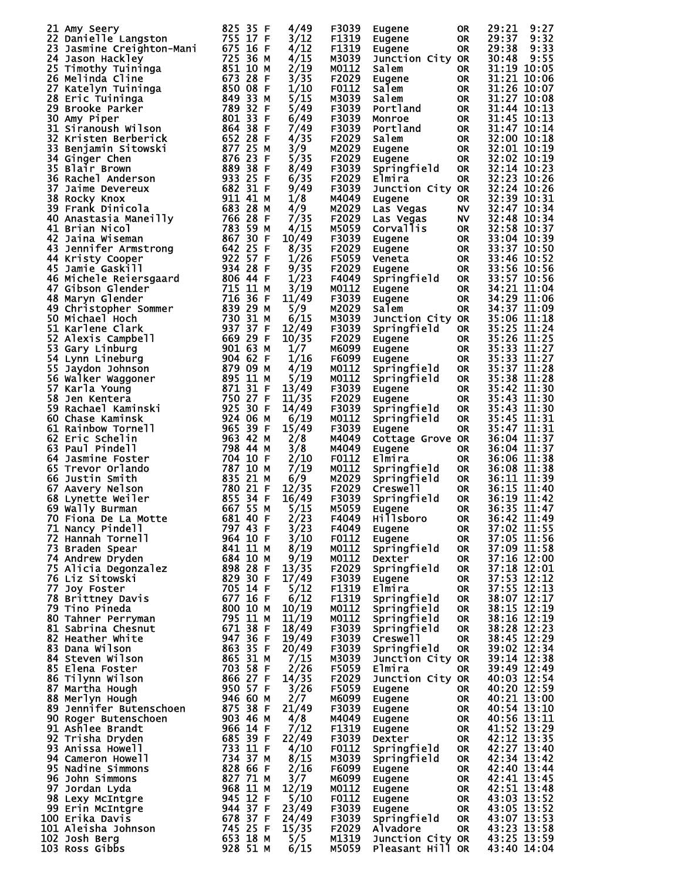```
 21 Amy Seery                825 35 F    4/49   F3039  Eugene         OR    29:21  9:27
 22 Danielle Langston        755 17 F    3/12   F1319  Eugene         OR    29:37  9:32
 23 Jasmine Creighton-Mani   675 16 F    4/12   F1319  Eugene         OR    29:38  9:33
 24 Jason Hackley            725 36 M    4/15   M3039  Junction City  OR    30:48  9:55
 25 Timothy Tuininga         851 10 M    2/19   M0112  Salem          OR    31:19 10:05
 26 Melinda Cline            673 28 F    3/35   F2029  Eugene         OR    31:21 10:06
 27 Katelyn Tuininga         850 08 F    1/10   F0112  Salem          OR    31:26 10:07
 28 Eric Tuininga            849 33 M    5/15   M3039  Salem          OR    31:27 10:08
 29 Brooke Parker            789 32 F    5/49   F3039  Portland       OR    31:44 10:13
 30 Amy Piper                801 33 F    6/49   F3039  Monroe         OR    31:45 10:13
 31 Siranoush Wilson         864 38 F    7/49   F3039  Portland       OR    31:47 10:14
 32 Kristen Berberick        652 28 F    4/35   F2029  Salem          OR    32:00 10:18
 33 Benjamin Sitowski        877 25 M    3/9    M2029  Eugene         OR    32:01 10:19
 34 Ginger Chen              876 23 F    5/35   F2029  Eugene         OR    32:02 10:19
 35 Blair Brown              889 38 F    8/49   F3039  Springfield    OR    32:14 10:23
 36 Rachel Anderson          933 25 F    6/35   F2029  Elmira         OR    32:23 10:26
 37 Jaime Devereux           682 31 F    9/49   F3039  Junction City  OR    32:24 10:26
 38 Rocky Knox               911 41 M    1/8    M4049  Eugene         OR    32:39 10:31
 39 Frank Dinicola           683 28 M    4/9    M2029  Las Vegas      NV    32:47 10:34
 40 Anastasia Maneilly       766 28 F    7/35   F2029  Las Vegas      NV    32:48 10:34
 41 Brian Nicol              783 59 M    4/15   M5059  Corvallis      OR    32:58 10:37
 42 Jaina Wiseman            867 30 F   10/49   F3039  Eugene         OR    33:04 10:39
 43 Jennifer Armstrong       642 25 F    8/35   F2029  Eugene         OR    33:37 10:50
 44 Kristy Cooper            922 57 F    1/26   F5059  Veneta         OR    33:46 10:52
 45 Jamie Gaskill            934 28 F    9/35   F2029  Eugene         OR    33:56 10:56
 46 Michele Reiersgaard      806 44 F    1/23   F4049  Springfield    OR    33:57 10:56
 47 Gibson Glender           715 11 M    3/19   M0112  Eugene         OR    34:21 11:04
 48 Maryn Glender            716 36 F   11/49   F3039  Eugene         OR    34:29 11:06
 49 Christopher Sommer       839 29 M    5/9    M2029  Salem          OR    34:37 11:09
 50 Michael Hoch             730 31 M    6/15   M3039  Junction City  OR    35:06 11:18
 51 Karlene Clark            937 37 F   12/49   F3039  Springfield    OR    35:25 11:24
 52 Alexis Campbell          669 29 F   10/35   F2029  Eugene         OR    35:26 11:25
 53 Gary Linburg             901 63 M    1/7    M6099  Eugene         OR    35:33 11:27
 54 Lynn Lineburg            904 62 F    1/16   F6099  Eugene         OR    35:33 11:27
 55 Jaydon Johnson           879 09 M    4/19   M0112  Springfield    OR    35:37 11:28
 56 Walker Waggoner          895 11 M    5/19   M0112  Springfield    OR    35:38 11:28
 57 Karla Young              871 31 F   13/49   F3039  Eugene         OR    35:42 11:30
 58 Jen Kentera              750 27 F   11/35   F2029  Eugene         OR    35:43 11:30
 59 Rachael Kaminski         925 30 F   14/49   F3039  Springfield    OR    35:43 11:30
 60 Chase Kaminsk            924 06 M    6/19   M0112  Springfield    OR    35:45 11:31
 61 Rainbow Tornell          965 39 F   15/49   F3039  Eugene         OR    35:47 11:31
 62 Eric Schelin             963 42 M    2/8    M4049  Cottage Grove  OR    36:04 11:37
 63 Paul Pindell             798 44 M    3/8    M4049  Eugene         OR    36:04 11:37
 64 Jasmine Foster           704 10 F    2/10   F0112  Elmira         OR    36:06 11:38
 65 Trevor Orlando           787 10 M    7/19   M0112  Springfield    OR    36:08 11:38
 66 Justin Smith             835 21 M    6/9    M2029  Springfield    OR    36:11 11:39
 67 Aavery Nelson            780 21 F   12/35   F2029  Creswell       OR    36:15 11:40
 68 Lynette Weiler           855 34 F   16/49   F3039  Springfield    OR    36:19 11:42
 69 Wally Burman             667 55 M    5/15   M5059  Eugene         OR    36:35 11:47
 70 Fiona De La Motte        681 40 F    2/23   F4049  Hillsboro      OR    36:42 11:49
 71 Nancy Pindell            797 43 F    3/23   F4049  Eugene         OR    37:02 11:55
 72 Hannah Tornell           964 10 F    3/10   F0112  Eugene         OR    37:05 11:56
 73 Braden Spear             841 11 M    8/19   M0112  Springfield    OR    37:09 11:58
 74 Andrew Dryden            684 10 M    9/19   M0112  Dexter         OR    37:16 12:00
 75 Alicia Degonzalez        898 28 F   13/35   F2029  Springfield    OR    37:18 12:01
 76 Liz Sitowski             829 30 F   17/49   F3039  Eugene         OR    37:53 12:12
 77 Joy Foster               705 14 F    5/12   F1319  Elmira         OR    37:55 12:13
 78 Brittney Davis           677 16 F    6/12   F1319  Springfield    OR    38:07 12:17
 79 Tino Pineda              800 10 M   10/19   M0112  Springfield    OR    38:15 12:19
 80 Tahner Perryman          795 11 M   11/19   M0112  Springfield    OR    38:16 12:19
 81 Sabrina Chesnut          671 38 F   18/49   F3039  Springfield    OR    38:28 12:23
 82 Heather White            947 36 F   19/49   F3039  Creswell       OR    38:45 12:29
 83 Dana Wilson              863 35 F   20/49   F3039  Springfield    OR    39:02 12:34
 84 Steven Wilson            865 31 M    7/15   M3039  Junction City  OR    39:14 12:38
 85 Elena Foster             703 58 F    2/26   F5059  Elmira         OR    39:49 12:49
 86 Tilynn Wilson            866 27 F   14/35   F2029  Junction City  OR    40:03 12:54
 87 Martha Hough             950 57 F    3/26   F5059  Eugene         OR    40:20 12:59
 88 Merlyn Hough             946 60 M    2/7    M6099  Eugene         OR    40:21 13:00
 89 Jennifer Butenschoen     875 38 F   21/49   F3039  Eugene         OR    40:54 13:10
 90 Roger Butenschoen        903 46 M    4/8    M4049  Eugene         OR    40:56 13:11
 91 Ashlee Brandt            966 14 F    7/12   F1319  Eugene         OR    41:52 13:29
 92 Trisha Dryden            685 39 F   22/49   F3039  Dexter         OR    42:12 13:35
 93 Anissa Howell            733 11 F    4/10   F0112  Springfield    OR    42:27 13:40
 94 Cameron Howell           734 37 M    8/15   M3039  Springfield    OR    42:34 13:42
 95 Nadine Simmons           828 66 F    2/16   F6099  Eugene         OR    42:40 13:44
 96 John Simmons             827 71 M    3/7    M6099  Eugene         OR    42:41 13:45
 97 Jordan Lyda              968 11 M   12/19   M0112  Eugene         OR    42:51 13:48
 98 Lexy McIntgre            945 12 F    5/10   F0112  Eugene         OR    43:03 13:52
 99 Erin McIntgre            944 37 F   23/49   F3039  Eugene         OR    43:05 13:52
100 Erika Davis              678 37 F   24/49   F3039  Springfield    OR    43:07 13:53
101 Aleisha Johnson          745 25 F   15/35   F2029  Alvadore       OR    43:23 13:58
102 Josh Berg                653 18 M    5/5    M1319  Junction City  OR    43:25 13:59
103 Ross Gibbs               928 51 M    6/15   M5059  Pleasant Hill  OR    43:40 14:04
```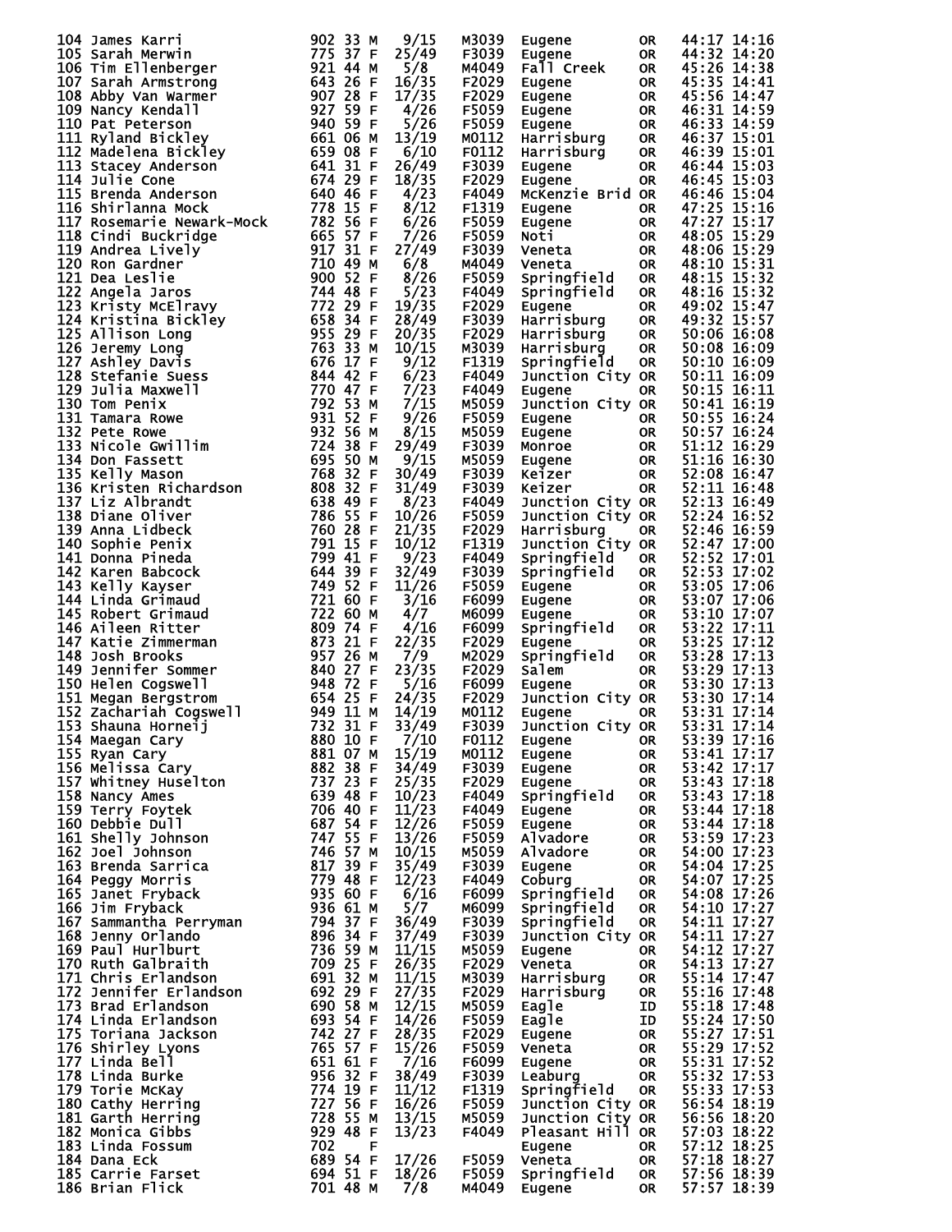| Place | Name | Bib | Age | Sex | Div Place | Division | City | State | Time | Pace |
|---|---|---|---|---|---|---|---|---|---|---|
| 104 | James Karri | 902 | 33 | M | 9/15 | M3039 | Eugene | OR | 44:17 | 14:16 |
| 105 | Sarah Merwin | 775 | 37 | F | 25/49 | F3039 | Eugene | OR | 44:32 | 14:20 |
| 106 | Tim Ellenberger | 921 | 44 | M | 5/8 | M4049 | Fall Creek | OR | 45:26 | 14:38 |
| 107 | Sarah Armstrong | 643 | 26 | F | 16/35 | F2029 | Eugene | OR | 45:35 | 14:41 |
| 108 | Abby Van Warmer | 907 | 28 | F | 17/35 | F2029 | Eugene | OR | 45:56 | 14:47 |
| 109 | Nancy Kendall | 927 | 59 | F | 4/26 | F5059 | Eugene | OR | 46:31 | 14:59 |
| 110 | Pat Peterson | 940 | 59 | F | 5/26 | F5059 | Eugene | OR | 46:33 | 14:59 |
| 111 | Ryland Bickley | 661 | 06 | M | 13/19 | M0112 | Harrisburg | OR | 46:37 | 15:01 |
| 112 | Madelena Bickley | 659 | 08 | F | 6/10 | F0112 | Harrisburg | OR | 46:39 | 15:01 |
| 113 | Stacey Anderson | 641 | 31 | F | 26/49 | F3039 | Eugene | OR | 46:44 | 15:03 |
| 114 | Julie Cone | 674 | 29 | F | 18/35 | F2029 | Eugene | OR | 46:45 | 15:03 |
| 115 | Brenda Anderson | 640 | 46 | F | 4/23 | F4049 | McKenzie Brid | OR | 46:46 | 15:04 |
| 116 | Shirlanna Mock | 778 | 15 | F | 8/12 | F1319 | Eugene | OR | 47:25 | 15:16 |
| 117 | Rosemarie Newark-Mock | 782 | 56 | F | 6/26 | F5059 | Eugene | OR | 47:27 | 15:17 |
| 118 | Cindi Buckridge | 665 | 57 | F | 7/26 | F5059 | Noti | OR | 48:05 | 15:29 |
| 119 | Andrea Lively | 917 | 31 | F | 27/49 | F3039 | Veneta | OR | 48:06 | 15:29 |
| 120 | Ron Gardner | 710 | 49 | M | 6/8 | M4049 | Veneta | OR | 48:10 | 15:31 |
| 121 | Dea Leslie | 900 | 52 | F | 8/26 | F5059 | Springfield | OR | 48:15 | 15:32 |
| 122 | Angela Jaros | 744 | 48 | F | 5/23 | F4049 | Springfield | OR | 48:16 | 15:32 |
| 123 | Kristy McElravy | 772 | 29 | F | 19/35 | F2029 | Eugene | OR | 49:02 | 15:47 |
| 124 | Kristina Bickley | 658 | 34 | F | 28/49 | F3039 | Harrisburg | OR | 49:32 | 15:57 |
| 125 | Allison Long | 955 | 29 | F | 20/35 | F2029 | Harrisburg | OR | 50:06 | 16:08 |
| 126 | Jeremy Long | 763 | 33 | M | 10/15 | M3039 | Harrisburg | OR | 50:08 | 16:09 |
| 127 | Ashley Davis | 676 | 17 | F | 9/12 | F1319 | Springfield | OR | 50:10 | 16:09 |
| 128 | Stefanie Suess | 844 | 42 | F | 6/23 | F4049 | Junction City | OR | 50:11 | 16:09 |
| 129 | Julia Maxwell | 770 | 47 | F | 7/23 | F4049 | Eugene | OR | 50:15 | 16:11 |
| 130 | Tom Penix | 792 | 53 | M | 7/15 | M5059 | Junction City | OR | 50:41 | 16:19 |
| 131 | Tamara Rowe | 931 | 52 | F | 9/26 | F5059 | Eugene | OR | 50:55 | 16:24 |
| 132 | Pete Rowe | 932 | 56 | M | 8/15 | M5059 | Eugene | OR | 50:57 | 16:24 |
| 133 | Nicole Gwillim | 724 | 38 | F | 29/49 | F3039 | Monroe | OR | 51:12 | 16:29 |
| 134 | Don Fassett | 695 | 50 | M | 9/15 | M5059 | Eugene | OR | 51:16 | 16:30 |
| 135 | Kelly Mason | 768 | 32 | F | 30/49 | F3039 | Keizer | OR | 52:08 | 16:47 |
| 136 | Kristen Richardson | 808 | 32 | F | 31/49 | F3039 | Keizer | OR | 52:11 | 16:48 |
| 137 | Liz Albrandt | 638 | 49 | F | 8/23 | F4049 | Junction City | OR | 52:13 | 16:49 |
| 138 | Diane Oliver | 786 | 55 | F | 10/26 | F5059 | Junction City | OR | 52:24 | 16:52 |
| 139 | Anna Lidbeck | 760 | 28 | F | 21/35 | F2029 | Harrisburg | OR | 52:46 | 16:59 |
| 140 | Sophie Penix | 791 | 15 | F | 10/12 | F1319 | Junction City | OR | 52:47 | 17:00 |
| 141 | Donna Pineda | 799 | 41 | F | 9/23 | F4049 | Springfield | OR | 52:52 | 17:01 |
| 142 | Karen Babcock | 644 | 39 | F | 32/49 | F3039 | Springfield | OR | 52:53 | 17:02 |
| 143 | Kelly Kayser | 749 | 52 | F | 11/26 | F5059 | Eugene | OR | 53:05 | 17:06 |
| 144 | Linda Grimaud | 721 | 60 | F | 3/16 | F6099 | Eugene | OR | 53:07 | 17:06 |
| 145 | Robert Grimaud | 722 | 60 | M | 4/7 | M6099 | Eugene | OR | 53:10 | 17:07 |
| 146 | Aileen Ritter | 809 | 74 | F | 4/16 | F6099 | Springfield | OR | 53:22 | 17:11 |
| 147 | Katie Zimmerman | 873 | 21 | F | 22/35 | F2029 | Eugene | OR | 53:25 | 17:12 |
| 148 | Josh Brooks | 957 | 26 | M | 7/9 | M2029 | Springfield | OR | 53:28 | 17:13 |
| 149 | Jennifer Sommer | 840 | 27 | F | 23/35 | F2029 | Salem | OR | 53:29 | 17:13 |
| 150 | Helen Cogswell | 948 | 72 | F | 5/16 | F6099 | Eugene | OR | 53:30 | 17:13 |
| 151 | Megan Bergstrom | 654 | 25 | F | 24/35 | F2029 | Junction City | OR | 53:30 | 17:14 |
| 152 | Zachariah Cogswell | 949 | 11 | M | 14/19 | M0112 | Eugene | OR | 53:31 | 17:14 |
| 153 | Shauna Horneij | 732 | 31 | F | 33/49 | F3039 | Junction City | OR | 53:31 | 17:14 |
| 154 | Maegan Cary | 880 | 10 | F | 7/10 | F0112 | Eugene | OR | 53:39 | 17:16 |
| 155 | Ryan Cary | 881 | 07 | M | 15/19 | M0112 | Eugene | OR | 53:41 | 17:17 |
| 156 | Melissa Cary | 882 | 38 | F | 34/49 | F3039 | Eugene | OR | 53:42 | 17:17 |
| 157 | Whitney Huselton | 737 | 23 | F | 25/35 | F2029 | Eugene | OR | 53:43 | 17:18 |
| 158 | Nancy Ames | 639 | 48 | F | 10/23 | F4049 | Springfield | OR | 53:43 | 17:18 |
| 159 | Terry Foytek | 706 | 40 | F | 11/23 | F4049 | Eugene | OR | 53:44 | 17:18 |
| 160 | Debbie Dull | 687 | 54 | F | 12/26 | F5059 | Eugene | OR | 53:44 | 17:18 |
| 161 | Shelly Johnson | 747 | 55 | F | 13/26 | F5059 | Alvadore | OR | 53:59 | 17:23 |
| 162 | Joel Johnson | 746 | 57 | M | 10/15 | M5059 | Alvadore | OR | 54:00 | 17:23 |
| 163 | Brenda Sarrica | 817 | 39 | F | 35/49 | F3039 | Eugene | OR | 54:04 | 17:25 |
| 164 | Peggy Morris | 779 | 48 | F | 12/23 | F4049 | Coburg | OR | 54:07 | 17:25 |
| 165 | Janet Fryback | 935 | 60 | F | 6/16 | F6099 | Springfield | OR | 54:08 | 17:26 |
| 166 | Jim Fryback | 936 | 61 | M | 5/7 | M6099 | Springfield | OR | 54:10 | 17:27 |
| 167 | Sammantha Perryman | 794 | 37 | F | 36/49 | F3039 | Springfield | OR | 54:11 | 17:27 |
| 168 | Jenny Orlando | 896 | 34 | F | 37/49 | F3039 | Junction City | OR | 54:11 | 17:27 |
| 169 | Paul Hurlburt | 736 | 59 | M | 11/15 | M5059 | Eugene | OR | 54:12 | 17:27 |
| 170 | Ruth Galbraith | 709 | 25 | F | 26/35 | F2029 | Veneta | OR | 54:13 | 17:27 |
| 171 | Chris Erlandson | 691 | 32 | M | 11/15 | M3039 | Harrisburg | OR | 55:14 | 17:47 |
| 172 | Jennifer Erlandson | 692 | 29 | F | 27/35 | F2029 | Harrisburg | OR | 55:16 | 17:48 |
| 173 | Brad Erlandson | 690 | 58 | M | 12/15 | M5059 | Eagle | ID | 55:18 | 17:48 |
| 174 | Linda Erlandson | 693 | 54 | F | 14/26 | F5059 | Eagle | ID | 55:24 | 17:50 |
| 175 | Toriana Jackson | 742 | 27 | F | 28/35 | F2029 | Eugene | OR | 55:27 | 17:51 |
| 176 | Shirley Lyons | 765 | 57 | F | 15/26 | F5059 | Veneta | OR | 55:29 | 17:52 |
| 177 | Linda Bell | 651 | 61 | F | 7/16 | F6099 | Eugene | OR | 55:31 | 17:52 |
| 178 | Linda Burke | 956 | 32 | F | 38/49 | F3039 | Leaburg | OR | 55:32 | 17:53 |
| 179 | Torie McKay | 774 | 19 | F | 11/12 | F1319 | Springfield | OR | 55:33 | 17:53 |
| 180 | Cathy Herring | 727 | 56 | F | 16/26 | F5059 | Junction City | OR | 56:54 | 18:19 |
| 181 | Garth Herring | 728 | 55 | M | 13/15 | M5059 | Junction City | OR | 56:56 | 18:20 |
| 182 | Monica Gibbs | 929 | 48 | F | 13/23 | F4049 | Pleasant Hill | OR | 57:03 | 18:22 |
| 183 | Linda Fossum | 702 | | F | | | Eugene | OR | 57:12 | 18:25 |
| 184 | Dana Eck | 689 | 54 | F | 17/26 | F5059 | Veneta | OR | 57:18 | 18:27 |
| 185 | Carrie Farset | 694 | 51 | F | 18/26 | F5059 | Springfield | OR | 57:56 | 18:39 |
| 186 | Brian Flick | 701 | 48 | M | 7/8 | M4049 | Eugene | OR | 57:57 | 18:39 |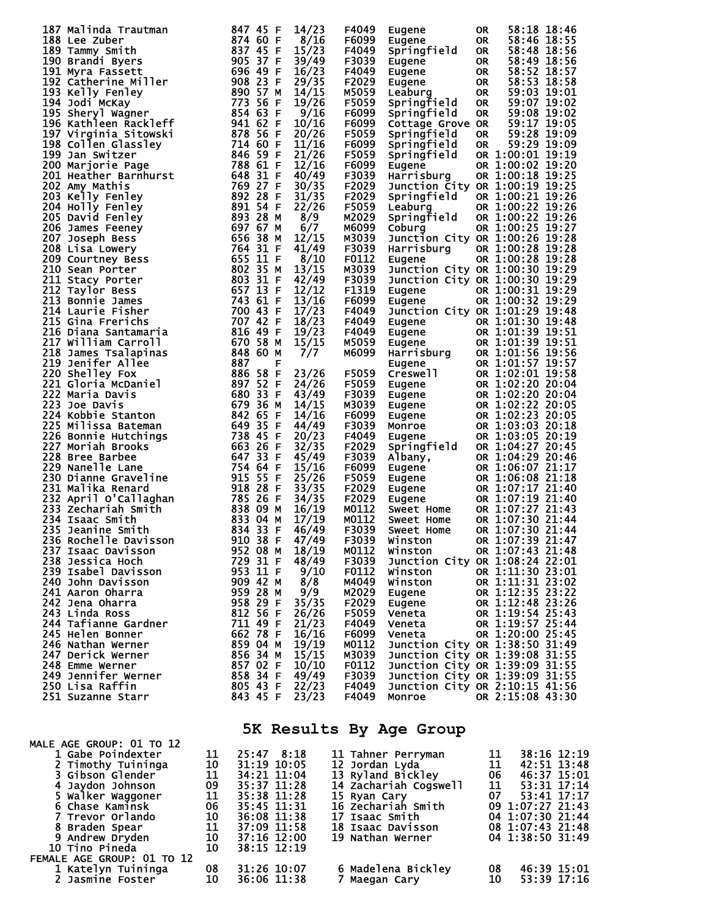| Place | Name | Bib | Age | Sex | Div Place | Division | City | State | Time | Pace |
|---|---|---|---|---|---|---|---|---|---|---|
| 187 | Malinda Trautman | 847 | 45 | F | 14/23 | F4049 | Eugene | OR | 58:18 | 18:46 |
| 188 | Lee Zuber | 874 | 60 | F | 8/16 | F6099 | Eugene | OR | 58:46 | 18:55 |
| 189 | Tammy Smith | 837 | 45 | F | 15/23 | F4049 | Springfield | OR | 58:48 | 18:56 |
| 190 | Brandi Byers | 905 | 37 | F | 39/49 | F3039 | Eugene | OR | 58:49 | 18:56 |
| 191 | Myra Fassett | 696 | 49 | F | 16/23 | F4049 | Eugene | OR | 58:52 | 18:57 |
| 192 | Catherine Miller | 908 | 23 | F | 29/35 | F2029 | Eugene | OR | 58:53 | 18:58 |
| 193 | Kelly Fenley | 890 | 57 | M | 14/15 | M5059 | Leaburg | OR | 59:03 | 19:01 |
| 194 | Jodi McKay | 773 | 56 | F | 19/26 | F5059 | Springfield | OR | 59:07 | 19:02 |
| 195 | Sheryl Wagner | 854 | 63 | F | 9/16 | F6099 | Springfield | OR | 59:08 | 19:02 |
| 196 | Kathleen Rackleff | 941 | 62 | F | 10/16 | F6099 | Cottage Grove | OR | 59:17 | 19:05 |
| 197 | Virginia Sitowski | 878 | 56 | F | 20/26 | F5059 | Springfield | OR | 59:28 | 19:09 |
| 198 | Collen Glassley | 714 | 60 | F | 11/16 | F6099 | Springfield | OR | 59:29 | 19:09 |
| 199 | Jan Switzer | 846 | 59 | F | 21/26 | F5059 | Springfield | OR | 1:00:01 | 19:19 |
| 200 | Marjorie Page | 788 | 61 | F | 12/16 | F6099 | Eugene | OR | 1:00:02 | 19:20 |
| 201 | Heather Barnhurst | 648 | 31 | F | 40/49 | F3039 | Harrisburg | OR | 1:00:18 | 19:25 |
| 202 | Amy Mathis | 769 | 27 | F | 30/35 | F2029 | Junction City | OR | 1:00:19 | 19:25 |
| 203 | Kelly Fenley | 892 | 28 | F | 31/35 | F2029 | Springfield | OR | 1:00:21 | 19:26 |
| 204 | Holly Fenley | 891 | 54 | F | 22/26 | F5059 | Leaburg | OR | 1:00:22 | 19:26 |
| 205 | David Fenley | 893 | 28 | M | 8/9 | M2029 | Springfield | OR | 1:00:22 | 19:26 |
| 206 | James Feeney | 697 | 67 | M | 6/7 | M6099 | Coburg | OR | 1:00:25 | 19:27 |
| 207 | Joseph Bess | 656 | 38 | M | 12/15 | M3039 | Junction City | OR | 1:00:26 | 19:28 |
| 208 | Lisa Lowery | 764 | 31 | F | 41/49 | F3039 | Harrisburg | OR | 1:00:28 | 19:28 |
| 209 | Courtney Bess | 655 | 11 | F | 8/10 | F0112 | Eugene | OR | 1:00:28 | 19:28 |
| 210 | Sean Porter | 802 | 35 | M | 13/15 | M3039 | Junction City | OR | 1:00:30 | 19:29 |
| 211 | Stacy Porter | 803 | 31 | F | 42/49 | F3039 | Junction City | OR | 1:00:30 | 19:29 |
| 212 | Taylor Bess | 657 | 13 | F | 12/12 | F1319 | Eugene | OR | 1:00:31 | 19:29 |
| 213 | Bonnie James | 743 | 61 | F | 13/16 | F6099 | Eugene | OR | 1:00:32 | 19:29 |
| 214 | Laurie Fisher | 700 | 43 | F | 17/23 | F4049 | Junction City | OR | 1:01:29 | 19:48 |
| 215 | Gina Frerichs | 707 | 42 | F | 18/23 | F4049 | Eugene | OR | 1:01:30 | 19:48 |
| 216 | Diana Santamaria | 816 | 49 | F | 19/23 | F4049 | Eugene | OR | 1:01:39 | 19:51 |
| 217 | William Carroll | 670 | 58 | M | 15/15 | M5059 | Eugene | OR | 1:01:39 | 19:51 |
| 218 | James Tsalapinas | 848 | 60 | M | 7/7 | M6099 | Harrisburg | OR | 1:01:56 | 19:56 |
| 219 | Jenifer Allee | 887 | | F | | | Eugene | OR | 1:01:57 | 19:57 |
| 220 | Shelley Fox | 886 | 58 | F | 23/26 | F5059 | Creswell | OR | 1:02:01 | 19:58 |
| 221 | Gloria McDaniel | 897 | 52 | F | 24/26 | F5059 | Eugene | OR | 1:02:20 | 20:04 |
| 222 | Maria Davis | 680 | 33 | F | 43/49 | F3039 | Eugene | OR | 1:02:20 | 20:04 |
| 223 | Joe Davis | 679 | 36 | M | 14/15 | M3039 | Eugene | OR | 1:02:22 | 20:05 |
| 224 | Kobbie Stanton | 842 | 65 | F | 14/16 | F6099 | Eugene | OR | 1:02:23 | 20:05 |
| 225 | Milissa Bateman | 649 | 35 | F | 44/49 | F3039 | Monroe | OR | 1:03:03 | 20:18 |
| 226 | Bonnie Hutchings | 738 | 45 | F | 20/23 | F4049 | Eugene | OR | 1:03:05 | 20:19 |
| 227 | Moriah Brooks | 663 | 26 | F | 32/35 | F2029 | Springfield | OR | 1:04:27 | 20:45 |
| 228 | Bree Barbee | 647 | 33 | F | 45/49 | F3039 | Albany, | OR | 1:04:29 | 20:46 |
| 229 | Nanelle Lane | 754 | 64 | F | 15/16 | F6099 | Eugene | OR | 1:06:07 | 21:17 |
| 230 | Dianne Graveline | 915 | 55 | F | 25/26 | F5059 | Eugene | OR | 1:06:08 | 21:18 |
| 231 | Malika Renard | 918 | 28 | F | 33/35 | F2029 | Eugene | OR | 1:07:17 | 21:40 |
| 232 | April O'Callaghan | 785 | 26 | F | 34/35 | F2029 | Eugene | OR | 1:07:19 | 21:40 |
| 233 | Zechariah Smith | 838 | 09 | M | 16/19 | M0112 | Sweet Home | OR | 1:07:27 | 21:43 |
| 234 | Isaac Smith | 833 | 04 | M | 17/19 | M0112 | Sweet Home | OR | 1:07:30 | 21:44 |
| 235 | Jeanine Smith | 834 | 33 | F | 46/49 | F3039 | Sweet Home | OR | 1:07:30 | 21:44 |
| 236 | Rochelle Davisson | 910 | 38 | F | 47/49 | F3039 | Winston | OR | 1:07:39 | 21:47 |
| 237 | Isaac Davisson | 952 | 08 | M | 18/19 | M0112 | Winston | OR | 1:07:43 | 21:48 |
| 238 | Jessica Hoch | 729 | 31 | F | 48/49 | F3039 | Junction City | OR | 1:08:24 | 22:01 |
| 239 | Isabel Davisson | 953 | 11 | F | 9/10 | F0112 | Winston | OR | 1:11:30 | 23:01 |
| 240 | John Davisson | 909 | 42 | M | 8/8 | M4049 | Winston | OR | 1:11:31 | 23:02 |
| 241 | Aaron Oharra | 959 | 28 | M | 9/9 | M2029 | Eugene | OR | 1:12:35 | 23:22 |
| 242 | Jena Oharra | 958 | 29 | F | 35/35 | F2029 | Eugene | OR | 1:12:48 | 23:26 |
| 243 | Linda Ross | 812 | 56 | F | 26/26 | F5059 | Veneta | OR | 1:19:54 | 25:43 |
| 244 | Tafianne Gardner | 711 | 49 | F | 21/23 | F4049 | Veneta | OR | 1:19:57 | 25:44 |
| 245 | Helen Bonner | 662 | 78 | F | 16/16 | F6099 | Veneta | OR | 1:20:00 | 25:45 |
| 246 | Nathan Werner | 859 | 04 | M | 19/19 | M0112 | Junction City | OR | 1:38:50 | 31:49 |
| 247 | Derick Werner | 856 | 34 | M | 15/15 | M3039 | Junction City | OR | 1:39:08 | 31:55 |
| 248 | Emme Werner | 857 | 02 | F | 10/10 | F0112 | Junction City | OR | 1:39:09 | 31:55 |
| 249 | Jennifer Werner | 858 | 34 | F | 49/49 | F3039 | Junction City | OR | 1:39:09 | 31:55 |
| 250 | Lisa Raffin | 805 | 43 | F | 22/23 | F4049 | Junction City | OR | 2:10:15 | 41:56 |
| 251 | Suzanne Starr | 843 | 45 | F | 23/23 | F4049 | Monroe | OR | 2:15:08 | 43:30 |

## 5K Results By Age Group

MALE AGE GROUP: 01 TO 12

| Place | Name | Age | Time | Pace |
|---|---|---|---|---|
| 1 | Gabe Poindexter | 11 | 25:47 | 8:18 |
| 2 | Timothy Tuininga | 10 | 31:19 | 10:05 |
| 3 | Gibson Glender | 11 | 34:21 | 11:04 |
| 4 | Jaydon Johnson | 09 | 35:37 | 11:28 |
| 5 | Walker Waggoner | 11 | 35:38 | 11:28 |
| 6 | Chase Kaminsk | 06 | 35:45 | 11:31 |
| 7 | Trevor Orlando | 10 | 36:08 | 11:38 |
| 8 | Braden Spear | 11 | 37:09 | 11:58 |
| 9 | Andrew Dryden | 10 | 37:16 | 12:00 |
| 10 | Tino Pineda | 10 | 38:15 | 12:19 |
| 11 | Tahner Perryman | 11 | 38:16 | 12:19 |
| 12 | Jordan Lyda | 11 | 42:51 | 13:48 |
| 13 | Ryland Bickley | 06 | 46:37 | 15:01 |
| 14 | Zachariah Cogswell | 11 | 53:31 | 17:14 |
| 15 | Ryan Cary | 07 | 53:41 | 17:17 |
| 16 | Zechariah Smith | 09 | 1:07:27 | 21:43 |
| 17 | Isaac Smith | 04 | 1:07:30 | 21:44 |
| 18 | Isaac Davisson | 08 | 1:07:43 | 21:48 |
| 19 | Nathan Werner | 04 | 1:38:50 | 31:49 |

FEMALE AGE GROUP: 01 TO 12

| Place | Name | Age | Time | Pace |
|---|---|---|---|---|
| 1 | Katelyn Tuininga | 08 | 31:26 | 10:07 |
| 2 | Jasmine Foster | 10 | 36:06 | 11:38 |
| 6 | Madelena Bickley | 08 | 46:39 | 15:01 |
| 7 | Maegan Cary | 10 | 53:39 | 17:16 |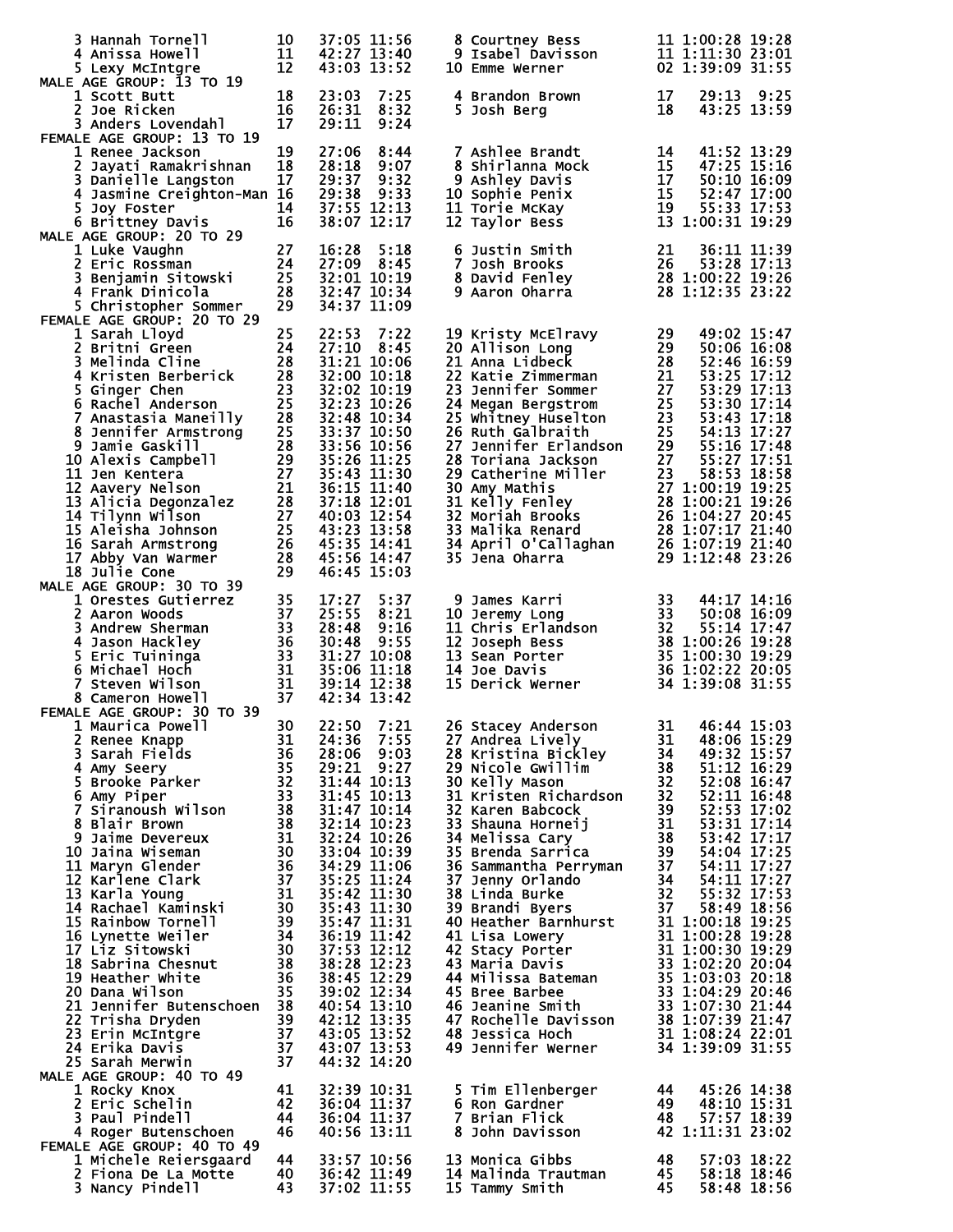3 Hannah Tornell 10 37:05 11:56
4 Anissa Howell 11 42:27 13:40
5 Lexy McIntgre 12 43:03 13:52
8 Courtney Bess 11 1:00:28 19:28
9 Isabel Davisson 11 1:11:30 23:01
10 Emme Werner 02 1:39:09 31:55

MALE AGE GROUP: 13 TO 19

1 Scott Butt 18 23:03 7:25
2 Joe Ricken 16 26:31 8:32
3 Anders Lovendahl 17 29:11 9:24
4 Brandon Brown 17 29:13 9:25
5 Josh Berg 18 43:25 13:59

FEMALE AGE GROUP: 13 TO 19

1 Renee Jackson 19 27:06 8:44
2 Jayati Ramakrishnan 18 28:18 9:07
3 Danielle Langston 17 29:37 9:32
4 Jasmine Creighton-Man 16 29:38 9:33
5 Joy Foster 14 37:55 12:13
6 Brittney Davis 16 38:07 12:17
7 Ashlee Brandt 14 41:52 13:29
8 Shirlanna Mock 15 47:25 15:16
9 Ashley Davis 17 50:10 16:09
10 Sophie Penix 15 52:47 17:00
11 Torie McKay 19 55:33 17:53
12 Taylor Bess 13 1:00:31 19:29

MALE AGE GROUP: 20 TO 29

1 Luke Vaughn 27 16:28 5:18
2 Eric Rossman 24 27:09 8:45
3 Benjamin Sitowski 25 32:01 10:19
4 Frank Dinicola 28 32:47 10:34
5 Christopher Sommer 29 34:37 11:09
6 Justin Smith 21 36:11 11:39
7 Josh Brooks 26 53:28 17:13
8 David Fenley 28 1:00:22 19:26
9 Aaron Oharra 28 1:12:35 23:22

FEMALE AGE GROUP: 20 TO 29

1 Sarah Lloyd 25 22:53 7:22
2 Britni Green 24 27:10 8:45
3 Melinda Cline 28 31:21 10:06
4 Kristen Berberick 28 32:00 10:18
5 Ginger Chen 23 32:02 10:19
6 Rachel Anderson 25 32:23 10:26
7 Anastasia Maneilly 28 32:48 10:34
8 Jennifer Armstrong 25 33:37 10:50
9 Jamie Gaskill 28 33:56 10:56
10 Alexis Campbell 29 35:26 11:25
11 Jen Kentera 27 35:43 11:30
12 Aavery Nelson 21 36:15 11:40
13 Alicia Degonzalez 28 37:18 12:01
14 Tilynn Wilson 27 40:03 12:54
15 Aleisha Johnson 25 43:23 13:58
16 Sarah Armstrong 26 45:35 14:41
17 Abby Van Warmer 28 45:56 14:47
18 Julie Cone 29 46:45 15:03
19 Kristy McElravy 29 49:02 15:47
20 Allison Long 29 50:06 16:08
21 Anna Lidbeck 28 52:46 16:59
22 Katie Zimmerman 21 53:25 17:12
23 Jennifer Sommer 27 53:29 17:13
24 Megan Bergstrom 25 53:30 17:14
25 Whitney Huselton 23 53:43 17:18
26 Ruth Galbraith 25 54:13 17:27
27 Jennifer Erlandson 29 55:16 17:48
28 Toriana Jackson 27 55:27 17:51
29 Catherine Miller 23 58:53 18:58
30 Amy Mathis 27 1:00:19 19:25
31 Kelly Fenley 28 1:00:21 19:26
32 Moriah Brooks 26 1:04:27 20:45
33 Malika Renard 28 1:07:17 21:40
34 April O'Callaghan 26 1:07:19 21:40
35 Jena Oharra 29 1:12:48 23:26

MALE AGE GROUP: 30 TO 39

1 Orestes Gutierrez 35 17:27 5:37
2 Aaron Woods 37 25:55 8:21
3 Andrew Sherman 33 28:48 9:16
4 Jason Hackley 36 30:48 9:55
5 Eric Tuininga 33 31:27 10:08
6 Michael Hoch 31 35:06 11:18
7 Steven Wilson 31 39:14 12:38
8 Cameron Howell 37 42:34 13:42
9 James Karri 33 44:17 14:16
10 Jeremy Long 33 50:08 16:09
11 Chris Erlandson 32 55:14 17:47
12 Joseph Bess 38 1:00:26 19:28
13 Sean Porter 35 1:00:30 19:29
14 Joe Davis 36 1:02:22 20:05
15 Derick Werner 34 1:39:08 31:55

FEMALE AGE GROUP: 30 TO 39

1 Maurica Powell 30 22:50 7:21
2 Renee Knapp 31 24:36 7:55
3 Sarah Fields 36 28:06 9:03
4 Amy Seery 35 29:21 9:27
5 Brooke Parker 32 31:44 10:13
6 Amy Piper 33 31:45 10:13
7 Siranoush Wilson 38 31:47 10:14
8 Blair Brown 38 32:14 10:23
9 Jaime Devereux 31 32:24 10:26
10 Jaina Wiseman 30 33:04 10:39
11 Maryn Glender 36 34:29 11:06
12 Karlene Clark 37 35:25 11:24
13 Karla Young 31 35:42 11:30
14 Rachael Kaminski 30 35:43 11:30
15 Rainbow Tornell 39 35:47 11:31
16 Lynette Weiler 34 36:19 11:42
17 Liz Sitowski 30 37:53 12:12
18 Sabrina Chesnut 38 38:28 12:23
19 Heather White 36 38:45 12:29
20 Dana Wilson 35 39:02 12:34
21 Jennifer Butenschoen 38 40:54 13:10
22 Trisha Dryden 39 42:12 13:35
23 Erin McIntgre 37 43:05 13:52
24 Erika Davis 37 43:07 13:53
25 Sarah Merwin 37 44:32 14:20
26 Stacey Anderson 31 46:44 15:03
27 Andrea Lively 31 48:06 15:29
28 Kristina Bickley 34 49:32 15:57
29 Nicole Gwillim 38 51:12 16:29
30 Kelly Mason 32 52:08 16:47
31 Kristen Richardson 32 52:11 16:48
32 Karen Babcock 39 52:53 17:02
33 Shauna Horneij 31 53:31 17:14
34 Melissa Cary 38 53:42 17:17
35 Brenda Sarrica 39 54:04 17:25
36 Sammantha Perryman 37 54:11 17:27
37 Jenny Orlando 34 54:11 17:27
38 Linda Burke 32 55:32 17:53
39 Brandi Byers 37 58:49 18:56
40 Heather Barnhurst 31 1:00:18 19:25
41 Lisa Lowery 31 1:00:28 19:28
42 Stacy Porter 31 1:00:30 19:29
43 Maria Davis 33 1:02:20 20:04
44 Milissa Bateman 35 1:03:03 20:18
45 Bree Barbee 33 1:04:29 20:46
46 Jeanine Smith 33 1:07:30 21:44
47 Rochelle Davisson 38 1:07:39 21:47
48 Jessica Hoch 31 1:08:24 22:01
49 Jennifer Werner 34 1:39:09 31:55

MALE AGE GROUP: 40 TO 49

1 Rocky Knox 41 32:39 10:31
2 Eric Schelin 42 36:04 11:37
3 Paul Pindell 44 36:04 11:37
4 Roger Butenschoen 46 40:56 13:11
5 Tim Ellenberger 44 45:26 14:38
6 Ron Gardner 49 48:10 15:31
7 Brian Flick 48 57:57 18:39
8 John Davisson 42 1:11:31 23:02

FEMALE AGE GROUP: 40 TO 49

1 Michele Reiersgaard 44 33:57 10:56
2 Fiona De La Motte 40 36:42 11:49
3 Nancy Pindell 43 37:02 11:55
13 Monica Gibbs 48 57:03 18:22
14 Malinda Trautman 45 58:18 18:46
15 Tammy Smith 45 58:48 18:56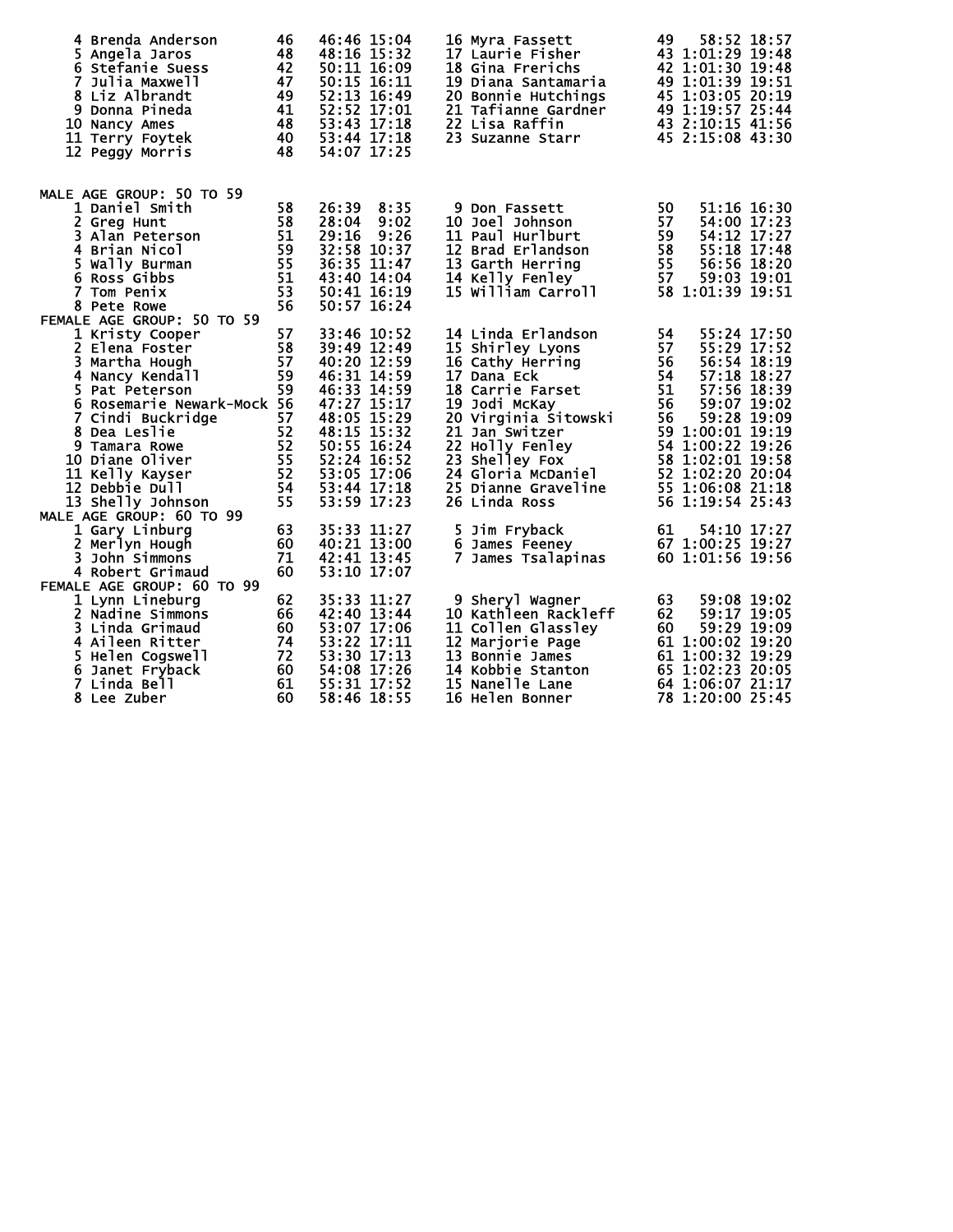| | | | | | | | | |
|---|---|---|---|---|---|---|---|---|
| 4 | Brenda Anderson | 46 | 46:46 | 15:04 | 16 Myra Fassett | 49 | 58:52 | 18:57 |
| 5 | Angela Jaros | 48 | 48:16 | 15:32 | 17 Laurie Fisher | 43 | 1:01:29 | 19:48 |
| 6 | Stefanie Suess | 42 | 50:11 | 16:09 | 18 Gina Frerichs | 42 | 1:01:30 | 19:48 |
| 7 | Julia Maxwell | 47 | 50:15 | 16:11 | 19 Diana Santamaria | 49 | 1:01:39 | 19:51 |
| 8 | Liz Albrandt | 49 | 52:13 | 16:49 | 20 Bonnie Hutchings | 45 | 1:03:05 | 20:19 |
| 9 | Donna Pineda | 41 | 52:52 | 17:01 | 21 Tafianne Gardner | 49 | 1:19:57 | 25:44 |
| 10 | Nancy Ames | 48 | 53:43 | 17:18 | 22 Lisa Raffin | 43 | 2:10:15 | 41:56 |
| 11 | Terry Foytek | 40 | 53:44 | 17:18 | 23 Suzanne Starr | 45 | 2:15:08 | 43:30 |
| 12 | Peggy Morris | 48 | 54:07 | 17:25 | | | | |

MALE AGE GROUP: 50 TO 59

| | | | | | | | | |
|---|---|---|---|---|---|---|---|---|
| 1 | Daniel Smith | 58 | 26:39 | 8:35 | 9 Don Fassett | 50 | 51:16 | 16:30 |
| 2 | Greg Hunt | 58 | 28:04 | 9:02 | 10 Joel Johnson | 57 | 54:00 | 17:23 |
| 3 | Alan Peterson | 51 | 29:16 | 9:26 | 11 Paul Hurlburt | 59 | 54:12 | 17:27 |
| 4 | Brian Nicol | 59 | 32:58 | 10:37 | 12 Brad Erlandson | 58 | 55:18 | 17:48 |
| 5 | Wally Burman | 55 | 36:35 | 11:47 | 13 Garth Herring | 55 | 56:56 | 18:20 |
| 6 | Ross Gibbs | 51 | 43:40 | 14:04 | 14 Kelly Fenley | 57 | 59:03 | 19:01 |
| 7 | Tom Penix | 53 | 50:41 | 16:19 | 15 William Carroll | 58 | 1:01:39 | 19:51 |
| 8 | Pete Rowe | 56 | 50:57 | 16:24 | | | | |

FEMALE AGE GROUP: 50 TO 59

| | | | | | | | | |
|---|---|---|---|---|---|---|---|---|
| 1 | Kristy Cooper | 57 | 33:46 | 10:52 | 14 Linda Erlandson | 54 | 55:24 | 17:50 |
| 2 | Elena Foster | 58 | 39:49 | 12:49 | 15 Shirley Lyons | 57 | 55:29 | 17:52 |
| 3 | Martha Hough | 57 | 40:20 | 12:59 | 16 Cathy Herring | 56 | 56:54 | 18:19 |
| 4 | Nancy Kendall | 59 | 46:31 | 14:59 | 17 Dana Eck | 54 | 57:18 | 18:27 |
| 5 | Pat Peterson | 59 | 46:33 | 14:59 | 18 Carrie Farset | 51 | 57:56 | 18:39 |
| 6 | Rosemarie Newark-Mock | 56 | 47:27 | 15:17 | 19 Jodi McKay | 56 | 59:07 | 19:02 |
| 7 | Cindi Buckridge | 57 | 48:05 | 15:29 | 20 Virginia Sitowski | 56 | 59:28 | 19:09 |
| 8 | Dea Leslie | 52 | 48:15 | 15:32 | 21 Jan Switzer | 59 | 1:00:01 | 19:19 |
| 9 | Tamara Rowe | 52 | 50:55 | 16:24 | 22 Holly Fenley | 54 | 1:00:22 | 19:26 |
| 10 | Diane Oliver | 55 | 52:24 | 16:52 | 23 Shelley Fox | 58 | 1:02:01 | 19:58 |
| 11 | Kelly Kayser | 52 | 53:05 | 17:06 | 24 Gloria McDaniel | 52 | 1:02:20 | 20:04 |
| 12 | Debbie Dull | 54 | 53:44 | 17:18 | 25 Dianne Graveline | 55 | 1:06:08 | 21:18 |
| 13 | Shelly Johnson | 55 | 53:59 | 17:23 | 26 Linda Ross | 56 | 1:19:54 | 25:43 |

MALE AGE GROUP: 60 TO 99

| | | | | | | | | |
|---|---|---|---|---|---|---|---|---|
| 1 | Gary Linburg | 63 | 35:33 | 11:27 | 5 Jim Fryback | 61 | 54:10 | 17:27 |
| 2 | Merlyn Hough | 60 | 40:21 | 13:00 | 6 James Feeney | 67 | 1:00:25 | 19:27 |
| 3 | John Simmons | 71 | 42:41 | 13:45 | 7 James Tsalapinas | 60 | 1:01:56 | 19:56 |
| 4 | Robert Grimaud | 60 | 53:10 | 17:07 | | | | |

FEMALE AGE GROUP: 60 TO 99

| | | | | | | | | |
|---|---|---|---|---|---|---|---|---|
| 1 | Lynn Lineburg | 62 | 35:33 | 11:27 | 9 Sheryl Wagner | 63 | 59:08 | 19:02 |
| 2 | Nadine Simmons | 66 | 42:40 | 13:44 | 10 Kathleen Rackleff | 62 | 59:17 | 19:05 |
| 3 | Linda Grimaud | 60 | 53:07 | 17:06 | 11 Collen Glassley | 60 | 59:29 | 19:09 |
| 4 | Aileen Ritter | 74 | 53:22 | 17:11 | 12 Marjorie Page | 61 | 1:00:02 | 19:20 |
| 5 | Helen Cogswell | 72 | 53:30 | 17:13 | 13 Bonnie James | 61 | 1:00:32 | 19:29 |
| 6 | Janet Fryback | 60 | 54:08 | 17:26 | 14 Kobbie Stanton | 65 | 1:02:23 | 20:05 |
| 7 | Linda Bell | 61 | 55:31 | 17:52 | 15 Nanelle Lane | 64 | 1:06:07 | 21:17 |
| 8 | Lee Zuber | 60 | 58:46 | 18:55 | 16 Helen Bonner | 78 | 1:20:00 | 25:45 |